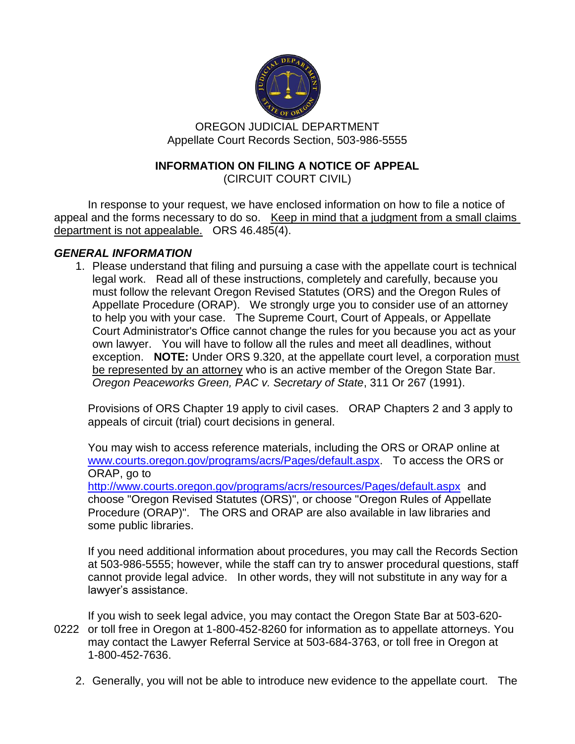OREGON JUDICIAL DEPARTMENT
Appellate Court Records Section, 503-986-5555

**INFORMATION ON FILING A NOTICE OF APPEAL**
(CIRCUIT COURT CIVIL)

In response to your request, we have enclosed information on how to file a notice of appeal and the forms necessary to do so. Keep in mind that a judgment from a small claims department is not appealable. ORS 46.485(4).

### *GENERAL INFORMATION*

1. Please understand that filing and pursuing a case with the appellate court is technical legal work. Read all of these instructions, completely and carefully, because you must follow the relevant Oregon Revised Statutes (ORS) and the Oregon Rules of Appellate Procedure (ORAP). We strongly urge you to consider use of an attorney to help you with your case. The Supreme Court, Court of Appeals, or Appellate Court Administrator's Office cannot change the rules for you because you act as your own lawyer. You will have to follow all the rules and meet all deadlines, without exception. **NOTE:** Under ORS 9.320, at the appellate court level, a corporation must be represented by an attorney who is an active member of the Oregon State Bar. *Oregon Peaceworks Green, PAC v. Secretary of State*, 311 Or 267 (1991).

   Provisions of ORS Chapter 19 apply to civil cases. ORAP Chapters 2 and 3 apply to appeals of circuit (trial) court decisions in general.

   You may wish to access reference materials, including the ORS or ORAP online at www.courts.oregon.gov/programs/acrs/Pages/default.aspx. To access the ORS or ORAP, go to http://www.courts.oregon.gov/programs/acrs/resources/Pages/default.aspx and choose "Oregon Revised Statutes (ORS)", or choose "Oregon Rules of Appellate Procedure (ORAP)". The ORS and ORAP are also available in law libraries and some public libraries.

   If you need additional information about procedures, you may call the Records Section at 503-986-5555; however, while the staff can try to answer procedural questions, staff cannot provide legal advice. In other words, they will not substitute in any way for a lawyer's assistance.

   If you wish to seek legal advice, you may contact the Oregon State Bar at 503-620-0222 or toll free in Oregon at 1-800-452-8260 for information as to appellate attorneys. You may contact the Lawyer Referral Service at 503-684-3763, or toll free in Oregon at 1-800-452-7636.

2. Generally, you will not be able to introduce new evidence to the appellate court. The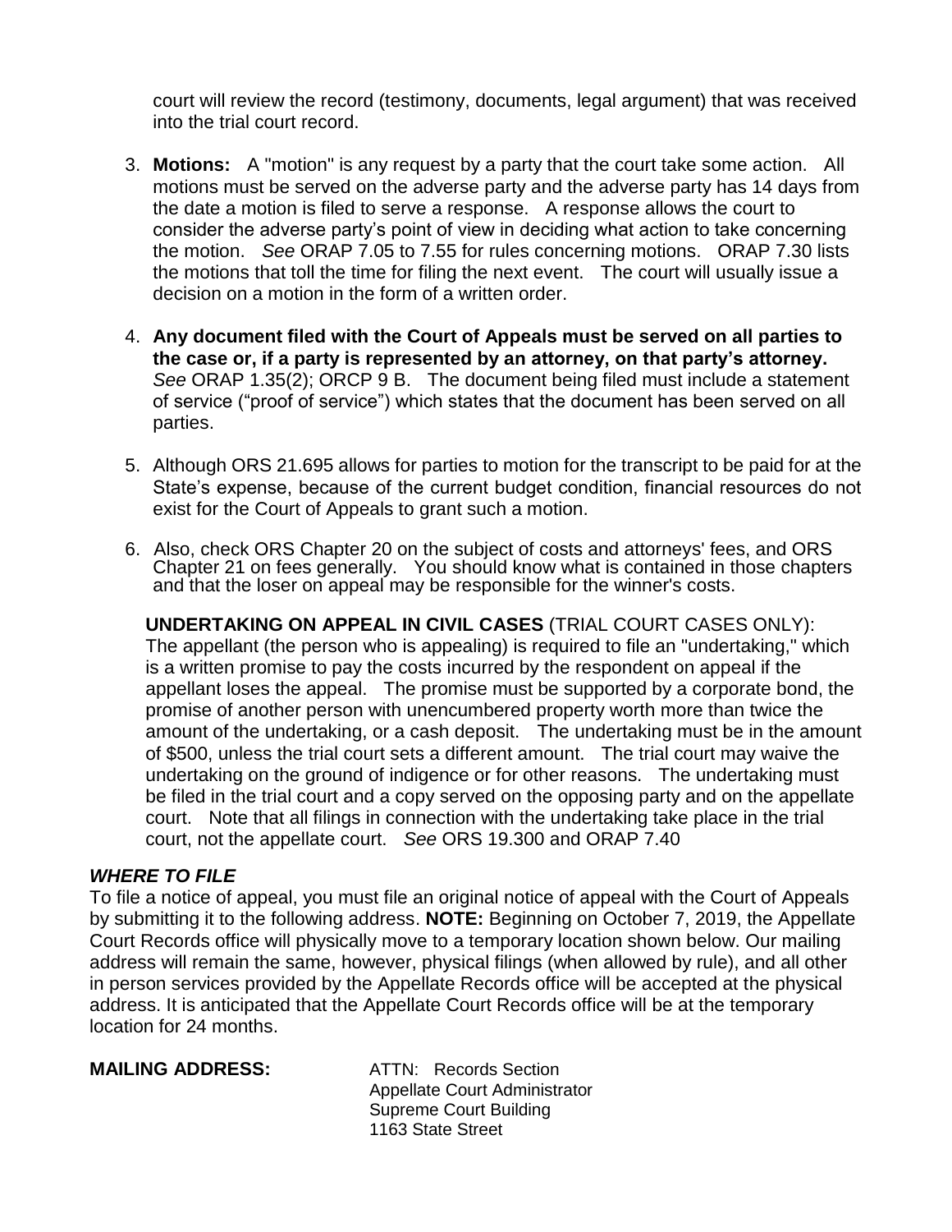court will review the record (testimony, documents, legal argument) that was received into the trial court record.

3. **Motions:** A "motion" is any request by a party that the court take some action. All motions must be served on the adverse party and the adverse party has 14 days from the date a motion is filed to serve a response. A response allows the court to consider the adverse party's point of view in deciding what action to take concerning the motion. *See* ORAP 7.05 to 7.55 for rules concerning motions. ORAP 7.30 lists the motions that toll the time for filing the next event. The court will usually issue a decision on a motion in the form of a written order.

4. **Any document filed with the Court of Appeals must be served on all parties to the case or, if a party is represented by an attorney, on that party's attorney.** *See* ORAP 1.35(2); ORCP 9 B. The document being filed must include a statement of service ("proof of service") which states that the document has been served on all parties.

5. Although ORS 21.695 allows for parties to motion for the transcript to be paid for at the State's expense, because of the current budget condition, financial resources do not exist for the Court of Appeals to grant such a motion.

6. Also, check ORS Chapter 20 on the subject of costs and attorneys' fees, and ORS Chapter 21 on fees generally. You should know what is contained in those chapters and that the loser on appeal may be responsible for the winner's costs.

**UNDERTAKING ON APPEAL IN CIVIL CASES** (TRIAL COURT CASES ONLY): The appellant (the person who is appealing) is required to file an "undertaking," which is a written promise to pay the costs incurred by the respondent on appeal if the appellant loses the appeal. The promise must be supported by a corporate bond, the promise of another person with unencumbered property worth more than twice the amount of the undertaking, or a cash deposit. The undertaking must be in the amount of $500, unless the trial court sets a different amount. The trial court may waive the undertaking on the ground of indigence or for other reasons. The undertaking must be filed in the trial court and a copy served on the opposing party and on the appellate court. Note that all filings in connection with the undertaking take place in the trial court, not the appellate court. *See* ORS 19.300 and ORAP 7.40

***WHERE TO FILE***

To file a notice of appeal, you must file an original notice of appeal with the Court of Appeals by submitting it to the following address. **NOTE:** Beginning on October 7, 2019, the Appellate Court Records office will physically move to a temporary location shown below. Our mailing address will remain the same, however, physical filings (when allowed by rule), and all other in person services provided by the Appellate Records office will be accepted at the physical address. It is anticipated that the Appellate Court Records office will be at the temporary location for 24 months.

**MAILING ADDRESS:**

ATTN: Records Section
Appellate Court Administrator
Supreme Court Building
1163 State Street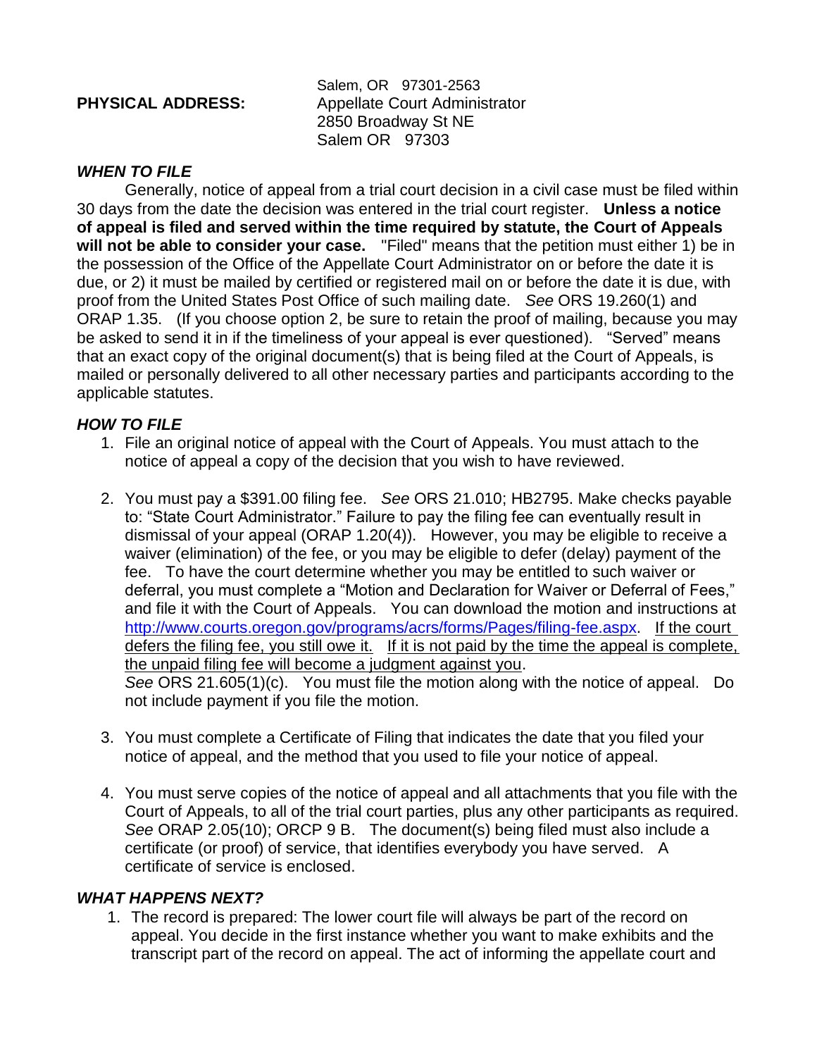Salem, OR 97301-2563

**PHYSICAL ADDRESS:** Appellate Court Administrator
2850 Broadway St NE
Salem OR 97303

***WHEN TO FILE***

Generally, notice of appeal from a trial court decision in a civil case must be filed within 30 days from the date the decision was entered in the trial court register. **Unless a notice of appeal is filed and served within the time required by statute, the Court of Appeals will not be able to consider your case.** "Filed" means that the petition must either 1) be in the possession of the Office of the Appellate Court Administrator on or before the date it is due, or 2) it must be mailed by certified or registered mail on or before the date it is due, with proof from the United States Post Office of such mailing date. *See* ORS 19.260(1) and ORAP 1.35. (If you choose option 2, be sure to retain the proof of mailing, because you may be asked to send it in if the timeliness of your appeal is ever questioned). "Served" means that an exact copy of the original document(s) that is being filed at the Court of Appeals, is mailed or personally delivered to all other necessary parties and participants according to the applicable statutes.

***HOW TO FILE***

1. File an original notice of appeal with the Court of Appeals. You must attach to the notice of appeal a copy of the decision that you wish to have reviewed.

2. You must pay a $391.00 filing fee. *See* ORS 21.010; HB2795. Make checks payable to: "State Court Administrator." Failure to pay the filing fee can eventually result in dismissal of your appeal (ORAP 1.20(4)). However, you may be eligible to receive a waiver (elimination) of the fee, or you may be eligible to defer (delay) payment of the fee. To have the court determine whether you may be entitled to such waiver or deferral, you must complete a "Motion and Declaration for Waiver or Deferral of Fees," and file it with the Court of Appeals. You can download the motion and instructions at http://www.courts.oregon.gov/programs/acrs/forms/Pages/filing-fee.aspx. <u>If the court defers the filing fee, you still owe it.</u> <u>If it is not paid by the time the appeal is complete, the unpaid filing fee will become a judgment against you</u>.
*See* ORS 21.605(1)(c). You must file the motion along with the notice of appeal. Do not include payment if you file the motion.

3. You must complete a Certificate of Filing that indicates the date that you filed your notice of appeal, and the method that you used to file your notice of appeal.

4. You must serve copies of the notice of appeal and all attachments that you file with the Court of Appeals, to all of the trial court parties, plus any other participants as required. *See* ORAP 2.05(10); ORCP 9 B. The document(s) being filed must also include a certificate (or proof) of service, that identifies everybody you have served. A certificate of service is enclosed.

***WHAT HAPPENS NEXT?***

1. The record is prepared: The lower court file will always be part of the record on appeal. You decide in the first instance whether you want to make exhibits and the transcript part of the record on appeal. The act of informing the appellate court and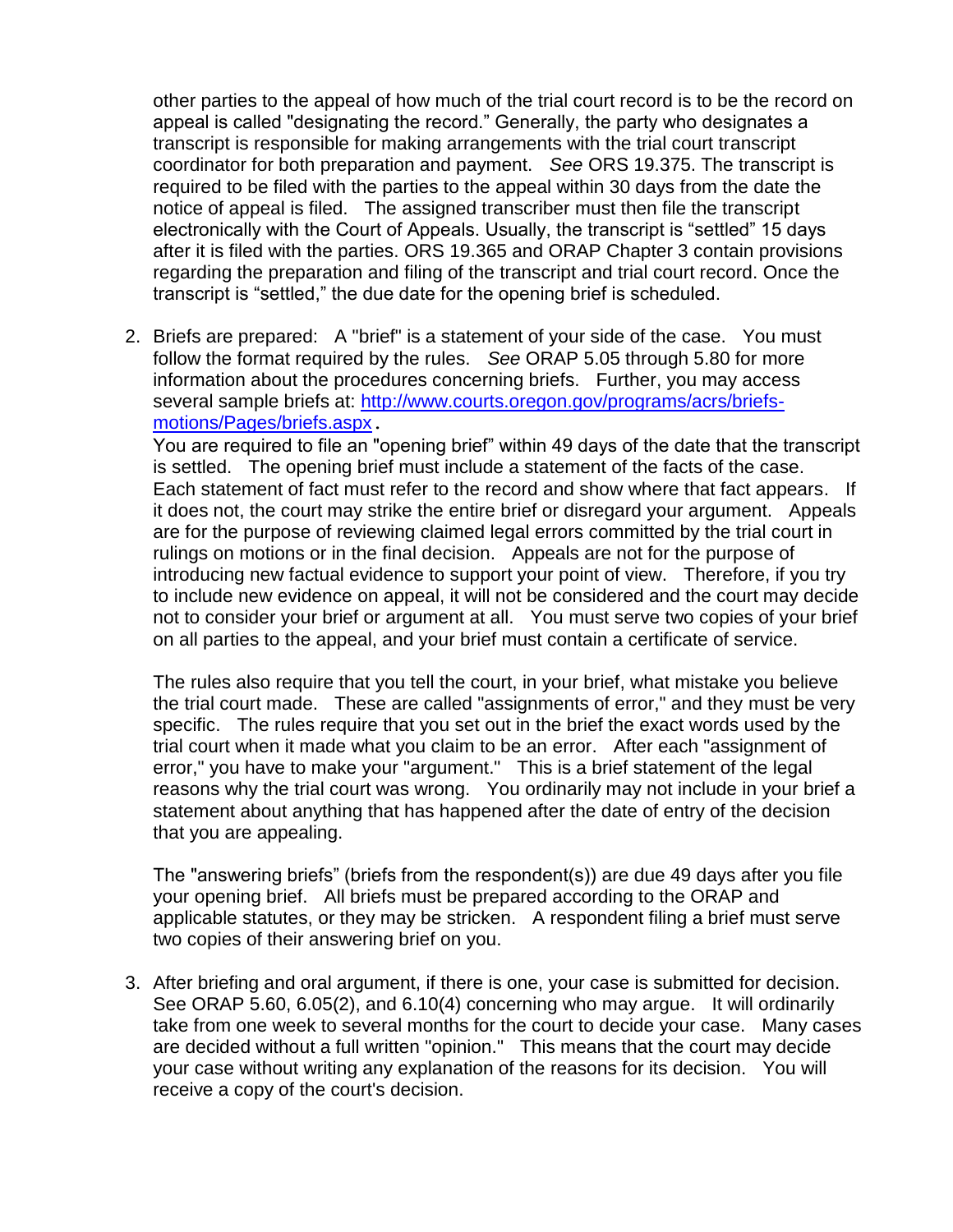other parties to the appeal of how much of the trial court record is to be the record on appeal is called "designating the record." Generally, the party who designates a transcript is responsible for making arrangements with the trial court transcript coordinator for both preparation and payment. *See* ORS 19.375. The transcript is required to be filed with the parties to the appeal within 30 days from the date the notice of appeal is filed. The assigned transcriber must then file the transcript electronically with the Court of Appeals. Usually, the transcript is "settled" 15 days after it is filed with the parties. ORS 19.365 and ORAP Chapter 3 contain provisions regarding the preparation and filing of the transcript and trial court record. Once the transcript is "settled," the due date for the opening brief is scheduled.

2. Briefs are prepared: A "brief" is a statement of your side of the case. You must follow the format required by the rules. *See* ORAP 5.05 through 5.80 for more information about the procedures concerning briefs. Further, you may access several sample briefs at: [http://www.courts.oregon.gov/programs/acrs/briefs-motions/Pages/briefs.aspx](http://www.courts.oregon.gov/programs/acrs/briefs-motions/Pages/briefs.aspx).

   You are required to file an "opening brief" within 49 days of the date that the transcript is settled. The opening brief must include a statement of the facts of the case. Each statement of fact must refer to the record and show where that fact appears. If it does not, the court may strike the entire brief or disregard your argument. Appeals are for the purpose of reviewing claimed legal errors committed by the trial court in rulings on motions or in the final decision. Appeals are not for the purpose of introducing new factual evidence to support your point of view. Therefore, if you try to include new evidence on appeal, it will not be considered and the court may decide not to consider your brief or argument at all. You must serve two copies of your brief on all parties to the appeal, and your brief must contain a certificate of service.

   The rules also require that you tell the court, in your brief, what mistake you believe the trial court made. These are called "assignments of error," and they must be very specific. The rules require that you set out in the brief the exact words used by the trial court when it made what you claim to be an error. After each "assignment of error," you have to make your "argument." This is a brief statement of the legal reasons why the trial court was wrong. You ordinarily may not include in your brief a statement about anything that has happened after the date of entry of the decision that you are appealing.

   The "answering briefs" (briefs from the respondent(s)) are due 49 days after you file your opening brief. All briefs must be prepared according to the ORAP and applicable statutes, or they may be stricken. A respondent filing a brief must serve two copies of their answering brief on you.

3. After briefing and oral argument, if there is one, your case is submitted for decision. See ORAP 5.60, 6.05(2), and 6.10(4) concerning who may argue. It will ordinarily take from one week to several months for the court to decide your case. Many cases are decided without a full written "opinion." This means that the court may decide your case without writing any explanation of the reasons for its decision. You will receive a copy of the court's decision.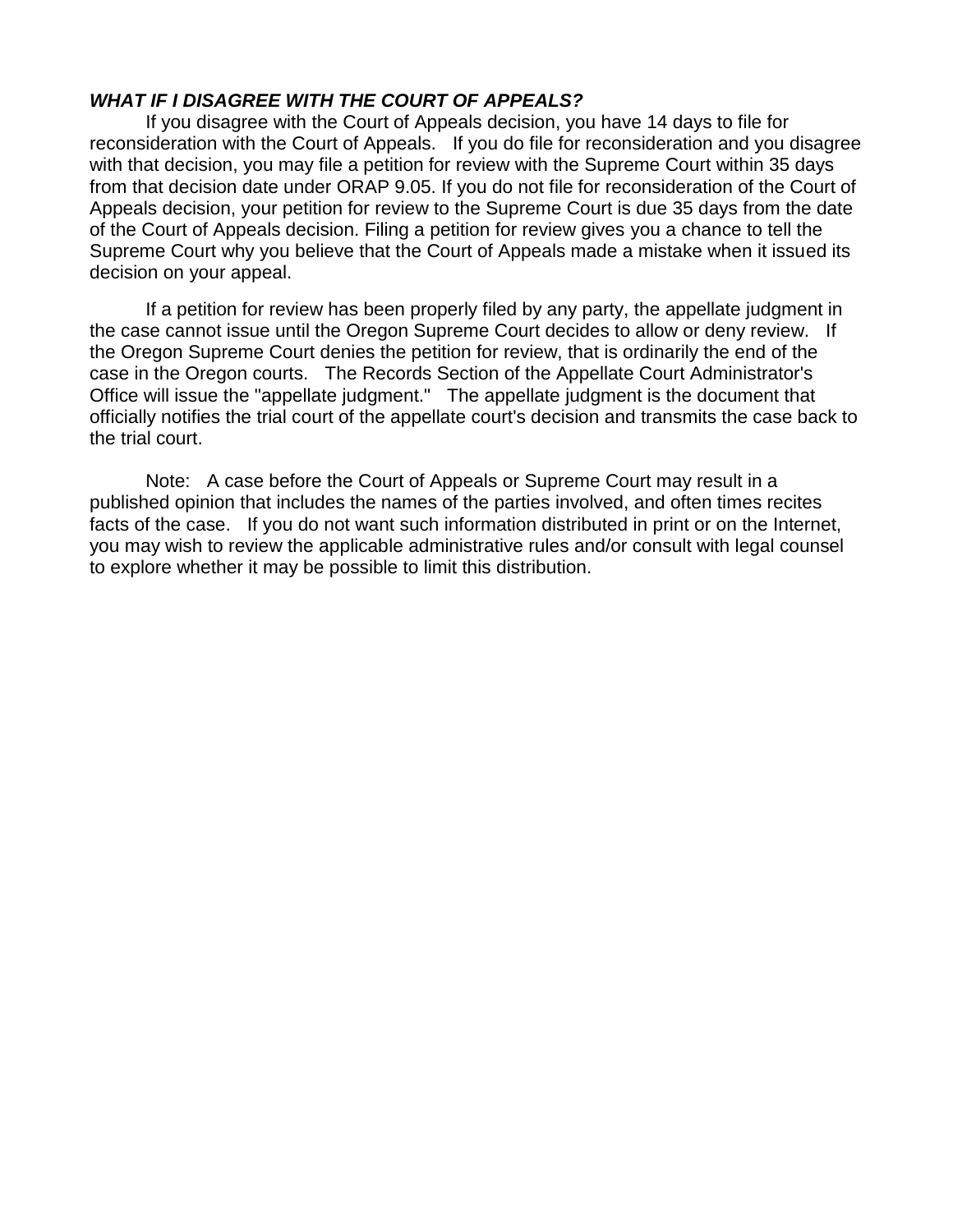***WHAT IF I DISAGREE WITH THE COURT OF APPEALS?***

If you disagree with the Court of Appeals decision, you have 14 days to file for reconsideration with the Court of Appeals. If you do file for reconsideration and you disagree with that decision, you may file a petition for review with the Supreme Court within 35 days from that decision date under ORAP 9.05. If you do not file for reconsideration of the Court of Appeals decision, your petition for review to the Supreme Court is due 35 days from the date of the Court of Appeals decision. Filing a petition for review gives you a chance to tell the Supreme Court why you believe that the Court of Appeals made a mistake when it issued its decision on your appeal.

If a petition for review has been properly filed by any party, the appellate judgment in the case cannot issue until the Oregon Supreme Court decides to allow or deny review. If the Oregon Supreme Court denies the petition for review, that is ordinarily the end of the case in the Oregon courts. The Records Section of the Appellate Court Administrator's Office will issue the "appellate judgment." The appellate judgment is the document that officially notifies the trial court of the appellate court's decision and transmits the case back to the trial court.

Note: A case before the Court of Appeals or Supreme Court may result in a published opinion that includes the names of the parties involved, and often times recites facts of the case. If you do not want such information distributed in print or on the Internet, you may wish to review the applicable administrative rules and/or consult with legal counsel to explore whether it may be possible to limit this distribution.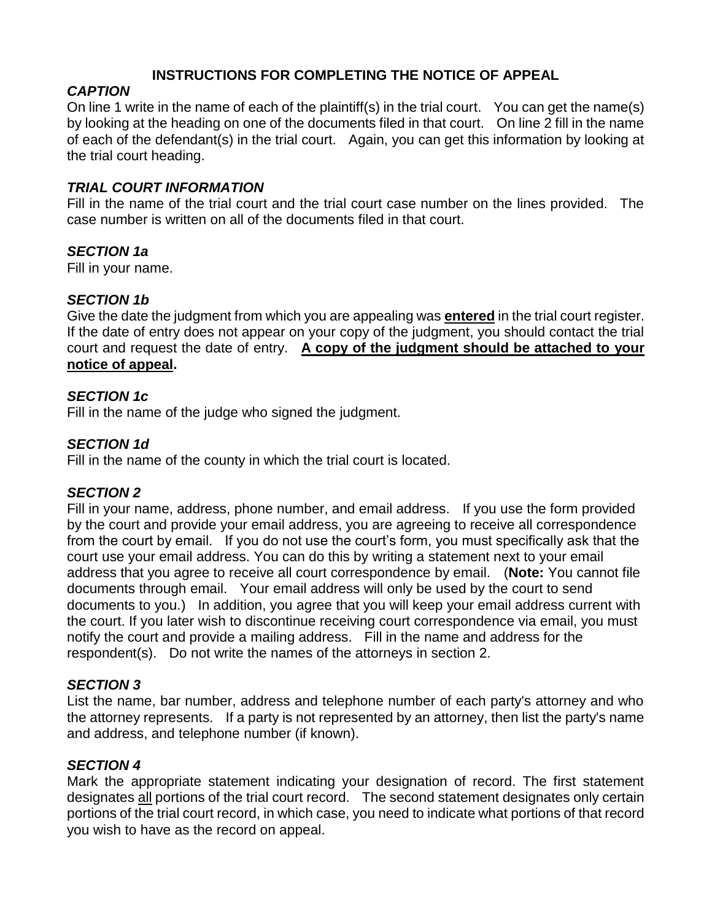# INSTRUCTIONS FOR COMPLETING THE NOTICE OF APPEAL

### *CAPTION*

On line 1 write in the name of each of the plaintiff(s) in the trial court. You can get the name(s) by looking at the heading on one of the documents filed in that court. On line 2 fill in the name of each of the defendant(s) in the trial court. Again, you can get this information by looking at the trial court heading.

### *TRIAL COURT INFORMATION*

Fill in the name of the trial court and the trial court case number on the lines provided. The case number is written on all of the documents filed in that court.

### *SECTION 1a*

Fill in your name.

### *SECTION 1b*

Give the date the judgment from which you are appealing was **<u>entered</u>** in the trial court register. If the date of entry does not appear on your copy of the judgment, you should contact the trial court and request the date of entry. **<u>A copy of the judgment should be attached to your notice of appeal</u>.**

### *SECTION 1c*

Fill in the name of the judge who signed the judgment.

### *SECTION 1d*

Fill in the name of the county in which the trial court is located.

### *SECTION 2*

Fill in your name, address, phone number, and email address. If you use the form provided by the court and provide your email address, you are agreeing to receive all correspondence from the court by email. If you do not use the court's form, you must specifically ask that the court use your email address. You can do this by writing a statement next to your email address that you agree to receive all court correspondence by email. (**Note:** You cannot file documents through email. Your email address will only be used by the court to send documents to you.) In addition, you agree that you will keep your email address current with the court. If you later wish to discontinue receiving court correspondence via email, you must notify the court and provide a mailing address. Fill in the name and address for the respondent(s). Do not write the names of the attorneys in section 2.

### *SECTION 3*

List the name, bar number, address and telephone number of each party's attorney and who the attorney represents. If a party is not represented by an attorney, then list the party's name and address, and telephone number (if known).

### *SECTION 4*

Mark the appropriate statement indicating your designation of record. The first statement designates <u>all</u> portions of the trial court record. The second statement designates only certain portions of the trial court record, in which case, you need to indicate what portions of that record you wish to have as the record on appeal.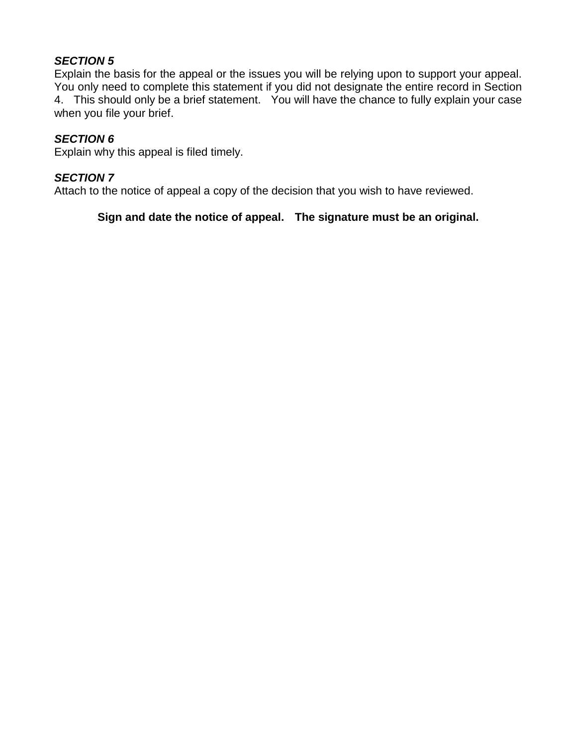***SECTION 5***
Explain the basis for the appeal or the issues you will be relying upon to support your appeal. You only need to complete this statement if you did not designate the entire record in Section 4. This should only be a brief statement. You will have the chance to fully explain your case when you file your brief.

***SECTION 6***
Explain why this appeal is filed timely.

***SECTION 7***
Attach to the notice of appeal a copy of the decision that you wish to have reviewed.

**Sign and date the notice of appeal. The signature must be an original.**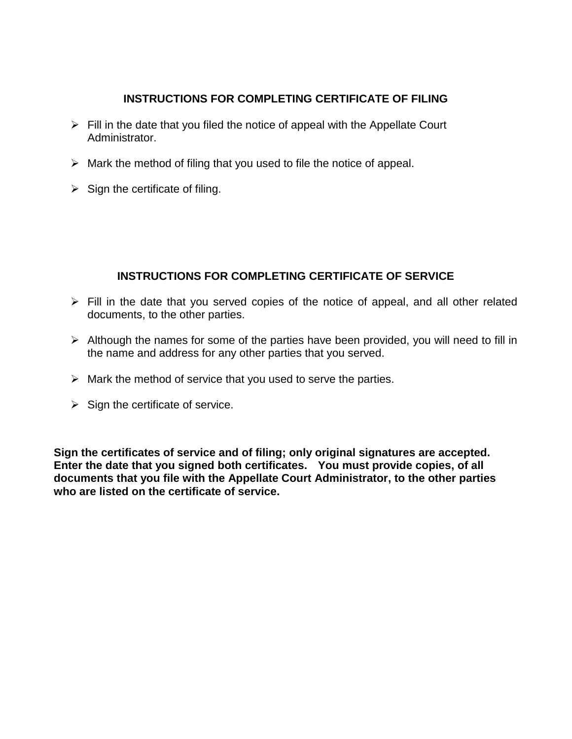## INSTRUCTIONS FOR COMPLETING CERTIFICATE OF FILING

- Fill in the date that you filed the notice of appeal with the Appellate Court Administrator.
- Mark the method of filing that you used to file the notice of appeal.
- Sign the certificate of filing.

## INSTRUCTIONS FOR COMPLETING CERTIFICATE OF SERVICE

- Fill in the date that you served copies of the notice of appeal, and all other related documents, to the other parties.
- Although the names for some of the parties have been provided, you will need to fill in the name and address for any other parties that you served.
- Mark the method of service that you used to serve the parties.
- Sign the certificate of service.

**Sign the certificates of service and of filing; only original signatures are accepted. Enter the date that you signed both certificates. You must provide copies, of all documents that you file with the Appellate Court Administrator, to the other parties who are listed on the certificate of service.**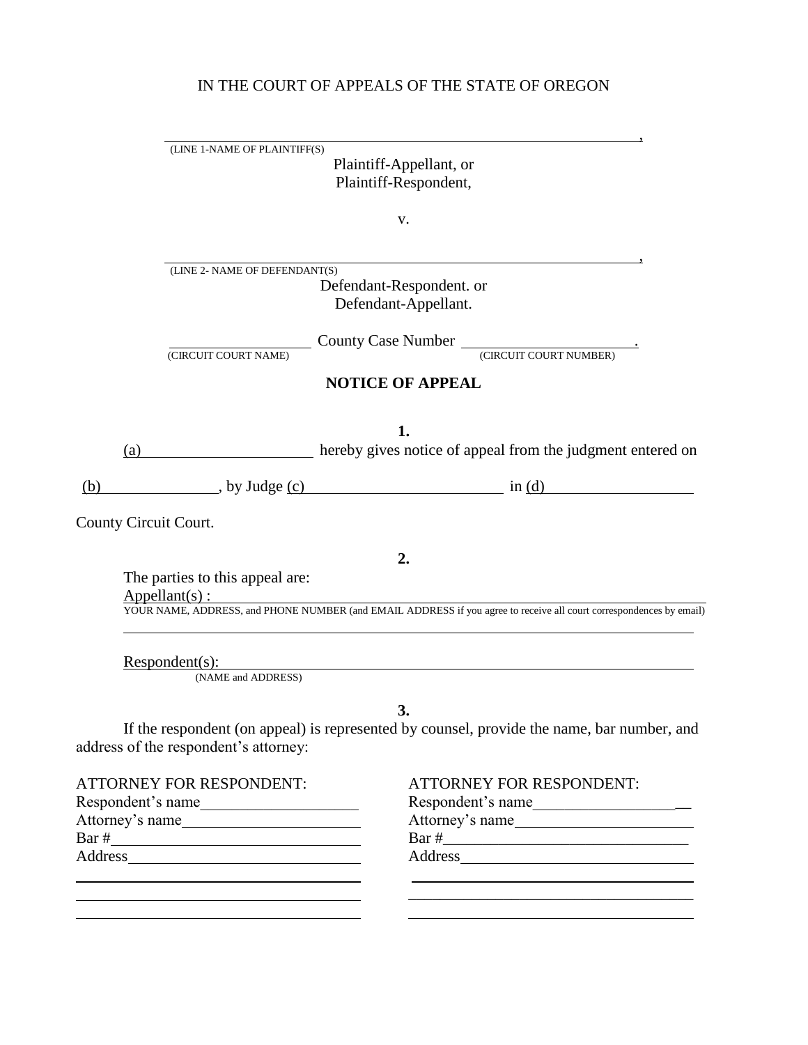IN THE COURT OF APPEALS OF THE STATE OF OREGON

______________________________________________________________,
(LINE 1-NAME OF PLAINTIFF(S)

Plaintiff-Appellant, or
Plaintiff-Respondent,

v.

______________________________________________________________,
(LINE 2- NAME OF DEFENDANT(S)

Defendant-Respondent. or
Defendant-Appellant.

__________________ County Case Number __________________.
(CIRCUIT COURT NAME) (CIRCUIT COURT NUMBER)

**NOTICE OF APPEAL**

**1.**

(a) ____________________ hereby gives notice of appeal from the judgment entered on (b) ______________, by Judge (c) ______________________ in (d) __________________ County Circuit Court.

**2.**

The parties to this appeal are:

Appellant(s) : ______________________________________________________________
YOUR NAME, ADDRESS, and PHONE NUMBER (and EMAIL ADDRESS if you agree to receive all court correspondences by email)

______________________________________________________________

Respondent(s): ______________________________________________________________
(NAME and ADDRESS)

**3.**

If the respondent (on appeal) is represented by counsel, provide the name, bar number, and address of the respondent's attorney:

ATTORNEY FOR RESPONDENT:
Respondent's name__________________
Attorney's name____________________
Bar #_____________________________
Address___________________________
__________________________________
__________________________________
__________________________________

ATTORNEY FOR RESPONDENT:
Respondent's name__________________
Attorney's name____________________
Bar #_____________________________
Address___________________________
__________________________________
__________________________________
__________________________________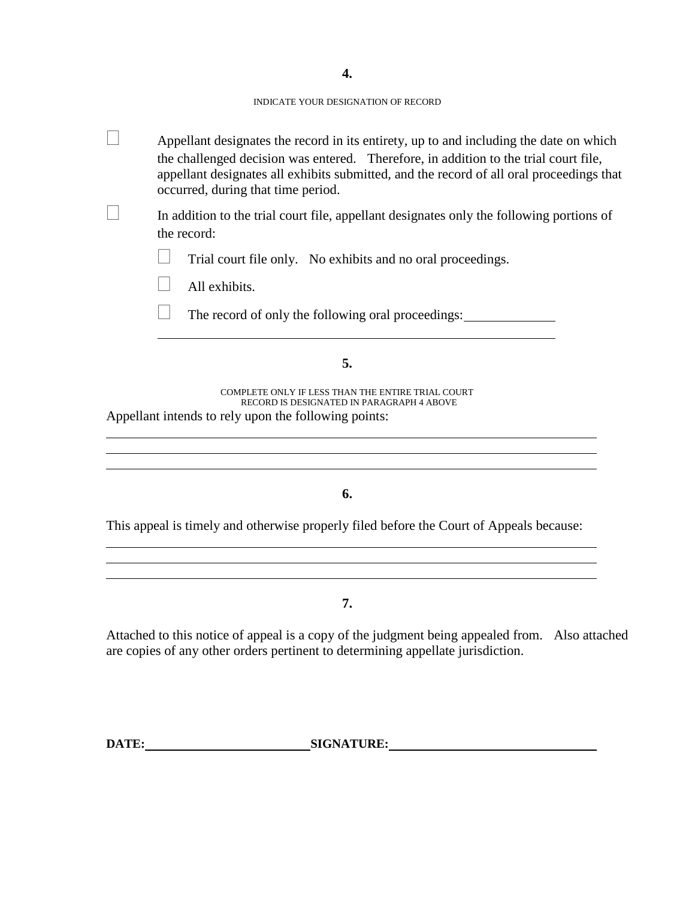**4.**

INDICATE YOUR DESIGNATION OF RECORD

☐ Appellant designates the record in its entirety, up to and including the date on which the challenged decision was entered. Therefore, in addition to the trial court file, appellant designates all exhibits submitted, and the record of all oral proceedings that occurred, during that time period.

☐ In addition to the trial court file, appellant designates only the following portions of the record:

- ☐ Trial court file only. No exhibits and no oral proceedings.
- ☐ All exhibits.
- ☐ The record of only the following oral proceedings: ______________

______________________________________________________________

**5.**

COMPLETE ONLY IF LESS THAN THE ENTIRE TRIAL COURT RECORD IS DESIGNATED IN PARAGRAPH 4 ABOVE

Appellant intends to rely upon the following points:

______________________________________________________________

______________________________________________________________

______________________________________________________________

**6.**

This appeal is timely and otherwise properly filed before the Court of Appeals because:

______________________________________________________________

______________________________________________________________

______________________________________________________________

**7.**

Attached to this notice of appeal is a copy of the judgment being appealed from. Also attached are copies of any other orders pertinent to determining appellate jurisdiction.

**DATE:** ____________________ **SIGNATURE:** ______________________________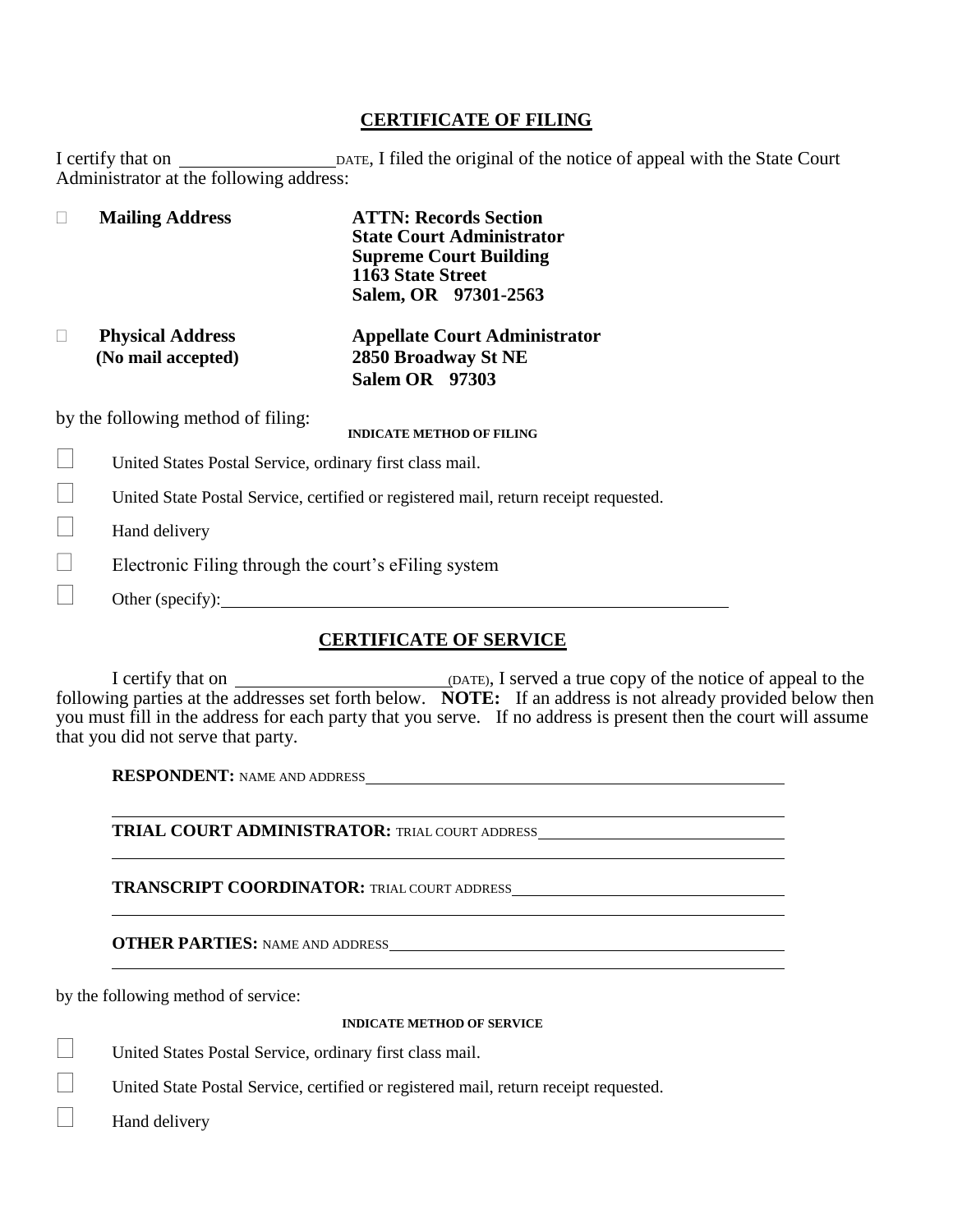## CERTIFICATE OF FILING

I certify that on ________________ DATE, I filed the original of the notice of appeal with the State Court Administrator at the following address:

- ☐ **Mailing Address** — **ATTN: Records Section**
  **State Court Administrator**
  **Supreme Court Building**
  **1163 State Street**
  **Salem, OR 97301-2563**

- ☐ **Physical Address (No mail accepted)** — **Appellate Court Administrator**
  **2850 Broadway St NE**
  **Salem OR 97303**

by the following method of filing:

**INDICATE METHOD OF FILING**

- ☐ United States Postal Service, ordinary first class mail.
- ☐ United State Postal Service, certified or registered mail, return receipt requested.
- ☐ Hand delivery
- ☐ Electronic Filing through the court's eFiling system
- ☐ Other (specify): ______________________________________________________

## CERTIFICATE OF SERVICE

I certify that on ______________________ (DATE), I served a true copy of the notice of appeal to the following parties at the addresses set forth below. **NOTE:** If an address is not already provided below then you must fill in the address for each party that you serve. If no address is present then the court will assume that you did not serve that party.

**RESPONDENT:** NAME AND ADDRESS ______________________________________________

______________________________________________________________________

**TRIAL COURT ADMINISTRATOR:** TRIAL COURT ADDRESS ___________________________

______________________________________________________________________

**TRANSCRIPT COORDINATOR:** TRIAL COURT ADDRESS _____________________________

______________________________________________________________________

**OTHER PARTIES:** NAME AND ADDRESS ___________________________________________

______________________________________________________________________

by the following method of service:

**INDICATE METHOD OF SERVICE**

- ☐ United States Postal Service, ordinary first class mail.
- ☐ United State Postal Service, certified or registered mail, return receipt requested.
- ☐ Hand delivery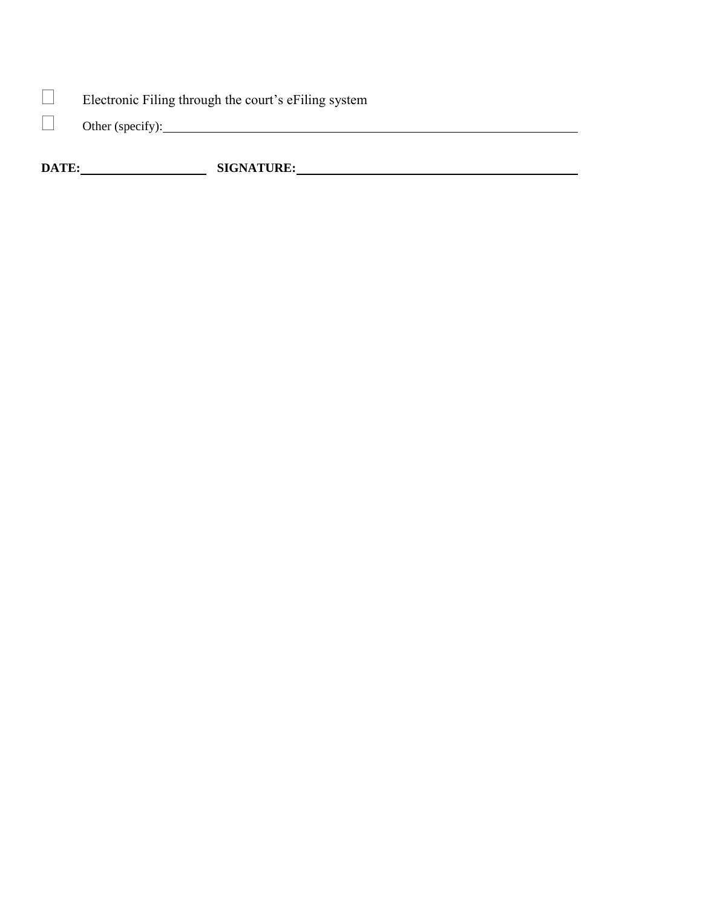☐ Electronic Filing through the court's eFiling system

☐ Other (specify): ______________________________________________

**DATE:** ____________________ **SIGNATURE:** ____________________________________________